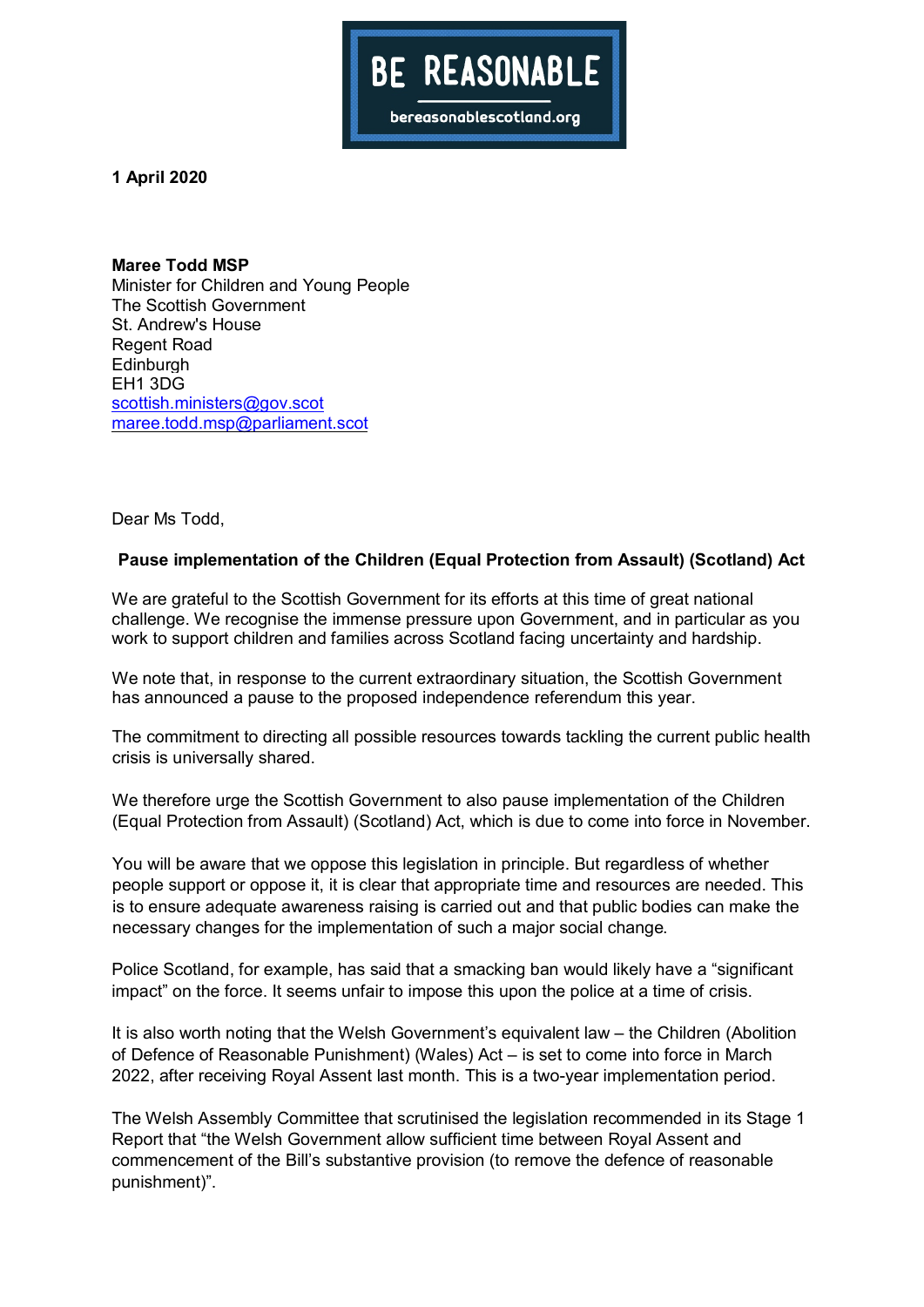**BE REASONABLE**

**bereasonablescotland.org**

**1 April 2020**

**Maree Todd MSP**
Minister for Children and Young People
The Scottish Government
St. Andrew's House
Regent Road
Edinburgh
EH1 3DG
scottish.ministers@gov.scot
maree.todd.msp@parliament.scot

Dear Ms Todd,

**Pause implementation of the Children (Equal Protection from Assault) (Scotland) Act**

We are grateful to the Scottish Government for its efforts at this time of great national challenge. We recognise the immense pressure upon Government, and in particular as you work to support children and families across Scotland facing uncertainty and hardship.

We note that, in response to the current extraordinary situation, the Scottish Government has announced a pause to the proposed independence referendum this year.

The commitment to directing all possible resources towards tackling the current public health crisis is universally shared.

We therefore urge the Scottish Government to also pause implementation of the Children (Equal Protection from Assault) (Scotland) Act, which is due to come into force in November.

You will be aware that we oppose this legislation in principle. But regardless of whether people support or oppose it, it is clear that appropriate time and resources are needed. This is to ensure adequate awareness raising is carried out and that public bodies can make the necessary changes for the implementation of such a major social change.

Police Scotland, for example, has said that a smacking ban would likely have a "significant impact" on the force. It seems unfair to impose this upon the police at a time of crisis.

It is also worth noting that the Welsh Government's equivalent law – the Children (Abolition of Defence of Reasonable Punishment) (Wales) Act – is set to come into force in March 2022, after receiving Royal Assent last month. This is a two-year implementation period.

The Welsh Assembly Committee that scrutinised the legislation recommended in its Stage 1 Report that "the Welsh Government allow sufficient time between Royal Assent and commencement of the Bill's substantive provision (to remove the defence of reasonable punishment)".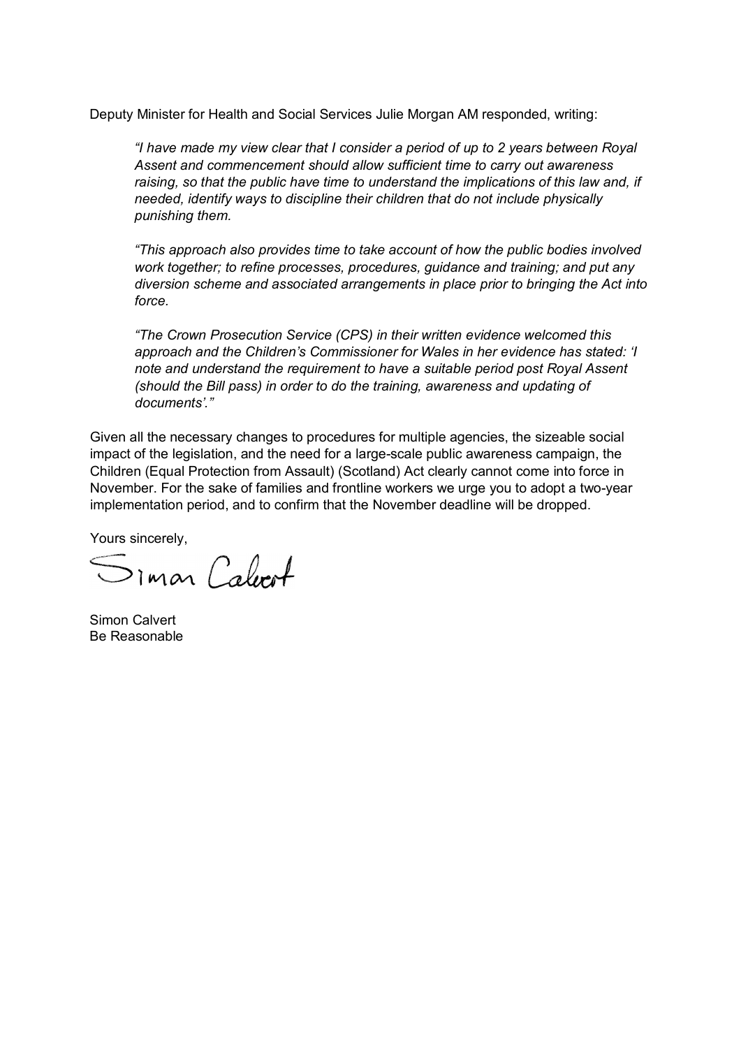Deputy Minister for Health and Social Services Julie Morgan AM responded, writing:

> *"I have made my view clear that I consider a period of up to 2 years between Royal Assent and commencement should allow sufficient time to carry out awareness raising, so that the public have time to understand the implications of this law and, if needed, identify ways to discipline their children that do not include physically punishing them.*
>
> *"This approach also provides time to take account of how the public bodies involved work together; to refine processes, procedures, guidance and training; and put any diversion scheme and associated arrangements in place prior to bringing the Act into force.*
>
> *"The Crown Prosecution Service (CPS) in their written evidence welcomed this approach and the Children's Commissioner for Wales in her evidence has stated: 'I note and understand the requirement to have a suitable period post Royal Assent (should the Bill pass) in order to do the training, awareness and updating of documents'."*

Given all the necessary changes to procedures for multiple agencies, the sizeable social impact of the legislation, and the need for a large-scale public awareness campaign, the Children (Equal Protection from Assault) (Scotland) Act clearly cannot come into force in November. For the sake of families and frontline workers we urge you to adopt a two-year implementation period, and to confirm that the November deadline will be dropped.

Yours sincerely,

Simon Calvert

Simon Calvert
Be Reasonable